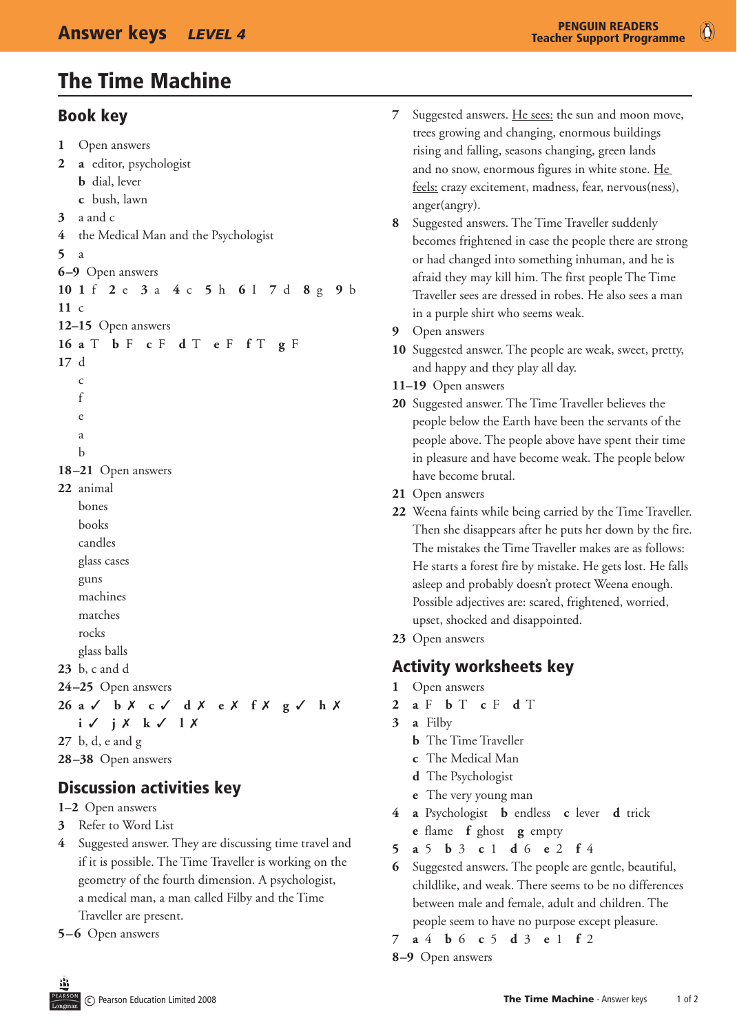# The Time Machine

## Book key

**1** Open answers

**2** **a** editor, psychologist
**b** dial, lever
**c** bush, lawn

**3** a and c

**4** the Medical Man and the Psychologist

**5** a

**6–9** Open answers

**10** **1** f **2** e **3** a **4** c **5** h **6** I **7** d **8** g **9** b

**11** c

**12–15** Open answers

**16** **a** T **b** F **c** F **d** T **e** F **f** T **g** F

**17** d
c
f
e
a
b

**18–21** Open answers

**22** animal
bones
books
candles
glass cases
guns
machines
matches
rocks
glass balls

**23** b, c and d

**24–25** Open answers

**26** **a** ✓ **b** ✗ **c** ✓ **d** ✗ **e** ✗ **f** ✗ **g** ✓ **h** ✗
**i** ✓ **j** ✗ **k** ✓ **l** ✗

**27** b, d, e and g

**28–38** Open answers

## Discussion activities key

**1–2** Open answers

**3** Refer to Word List

**4** Suggested answer. They are discussing time travel and if it is possible. The Time Traveller is working on the geometry of the fourth dimension. A psychologist, a medical man, a man called Filby and the Time Traveller are present.

**5–6** Open answers

**7** Suggested answers. He sees: the sun and moon move, trees growing and changing, enormous buildings rising and falling, seasons changing, green lands and no snow, enormous figures in white stone. He feels: crazy excitement, madness, fear, nervous(ness), anger(angry).

**8** Suggested answers. The Time Traveller suddenly becomes frightened in case the people there are strong or had changed into something inhuman, and he is afraid they may kill him. The first people The Time Traveller sees are dressed in robes. He also sees a man in a purple shirt who seems weak.

**9** Open answers

**10** Suggested answer. The people are weak, sweet, pretty, and happy and they play all day.

**11–19** Open answers

**20** Suggested answer. The Time Traveller believes the people below the Earth have been the servants of the people above. The people above have spent their time in pleasure and have become weak. The people below have become brutal.

**21** Open answers

**22** Weena faints while being carried by the Time Traveller. Then she disappears after he puts her down by the fire. The mistakes the Time Traveller makes are as follows: He starts a forest fire by mistake. He gets lost. He falls asleep and probably doesn't protect Weena enough. Possible adjectives are: scared, frightened, worried, upset, shocked and disappointed.

**23** Open answers

## Activity worksheets key

**1** Open answers

**2** **a** F **b** T **c** F **d** T

**3** **a** Filby
**b** The Time Traveller
**c** The Medical Man
**d** The Psychologist
**e** The very young man

**4** **a** Psychologist **b** endless **c** lever **d** trick
**e** flame **f** ghost **g** empty

**5** **a** 5 **b** 3 **c** 1 **d** 6 **e** 2 **f** 4

**6** Suggested answers. The people are gentle, beautiful, childlike, and weak. There seems to be no differences between male and female, adult and children. The people seem to have no purpose except pleasure.

**7** **a** 4 **b** 6 **c** 5 **d** 3 **e** 1 **f** 2

**8–9** Open answers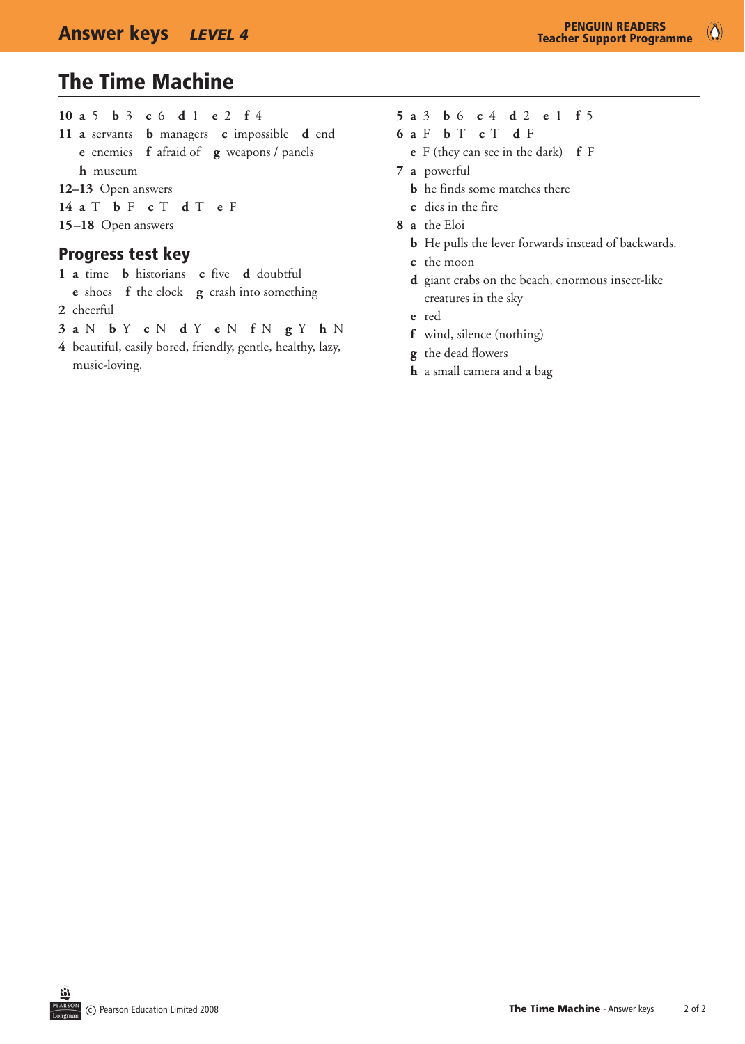# The Time Machine

**10** **a** 5 **b** 3 **c** 6 **d** 1 **e** 2 **f** 4

**11** **a** servants **b** managers **c** impossible **d** end **e** enemies **f** afraid of **g** weapons / panels **h** museum

**12–13** Open answers

**14** **a** T **b** F **c** T **d** T **e** F

**15–18** Open answers

## Progress test key

**1** **a** time **b** historians **c** five **d** doubtful **e** shoes **f** the clock **g** crash into something

**2** cheerful

**3** **a** N **b** Y **c** N **d** Y **e** N **f** N **g** Y **h** N

**4** beautiful, easily bored, friendly, gentle, healthy, lazy, music-loving.

**5** **a** 3 **b** 6 **c** 4 **d** 2 **e** 1 **f** 5

**6** **a** F **b** T **c** T **d** F **e** F (they can see in the dark) **f** F

**7** **a** powerful
**b** he finds some matches there
**c** dies in the fire

**8** **a** the Eloi
**b** He pulls the lever forwards instead of backwards.
**c** the moon
**d** giant crabs on the beach, enormous insect-like creatures in the sky
**e** red
**f** wind, silence (nothing)
**g** the dead flowers
**h** a small camera and a bag

© Pearson Education Limited 2008